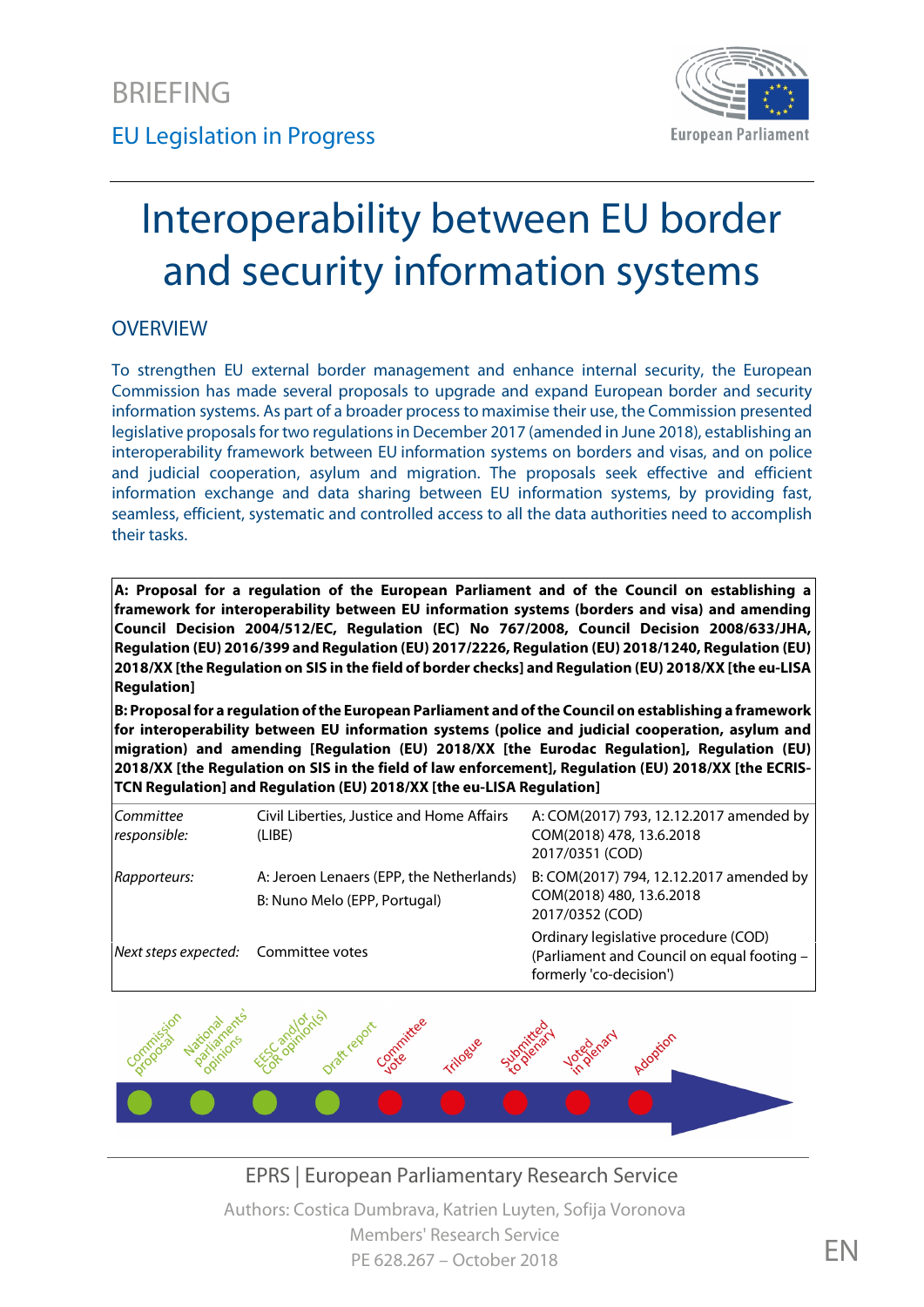BRIEFING

EU Legislation in Progress

# Interoperability between EU border and security information systems

## OVERVIEW

To strengthen EU external border management and enhance internal security, the European Commission has made several proposals to upgrade and expand European border and security information systems. As part of a broader process to maximise their use, the Commission presented legislative proposals for two regulations in December 2017 (amended in June 2018), establishing an interoperability framework between EU information systems on borders and visas, and on police and judicial cooperation, asylum and migration. The proposals seek effective and efficient information exchange and data sharing between EU information systems, by providing fast, seamless, efficient, systematic and controlled access to all the data authorities need to accomplish their tasks.

**A: Proposal for a regulation of the European Parliament and of the Council on establishing a framework for interoperability between EU information systems (borders and visa) and amending Council Decision 2004/512/EC, Regulation (EC) No 767/2008, Council Decision 2008/633/JHA, Regulation (EU) 2016/399 and Regulation (EU) 2017/2226, Regulation (EU) 2018/1240, Regulation (EU) 2018/XX [the Regulation on SIS in the field of border checks] and Regulation (EU) 2018/XX [the eu-LISA Regulation]**

**B: Proposal for a regulation of the European Parliament and of the Council on establishing a framework for interoperability between EU information systems (police and judicial cooperation, asylum and migration) and amending [Regulation (EU) 2018/XX [the Eurodac Regulation], Regulation (EU) 2018/XX [the Regulation on SIS in the field of law enforcement], Regulation (EU) 2018/XX [the ECRIS-TCN Regulation] and Regulation (EU) 2018/XX [the eu-LISA Regulation]**

| | | |
|---|---|---|
| *Committee responsible:* | Civil Liberties, Justice and Home Affairs (LIBE) | A: COM(2017) 793, 12.12.2017 amended by COM(2018) 478, 13.6.2018 2017/0351 (COD) |
| *Rapporteurs:* | A: Jeroen Lenaers (EPP, the Netherlands) B: Nuno Melo (EPP, Portugal) | B: COM(2017) 794, 12.12.2017 amended by COM(2018) 480, 13.6.2018 2017/0352 (COD) |
| *Next steps expected:* | Committee votes | Ordinary legislative procedure (COD) (Parliament and Council on equal footing – formerly 'co-decision') |

Commission proposal – National parliaments' opinions – EESC and/or CoR opinion(s) – Draft report – Committee vote – Trilogue – Submitted to plenary – Voted in plenary – Adoption

EPRS | European Parliamentary Research Service

Authors: Costica Dumbrava, Katrien Luyten, Sofija Voronova
Members' Research Service
PE 628.267 – October 2018

EN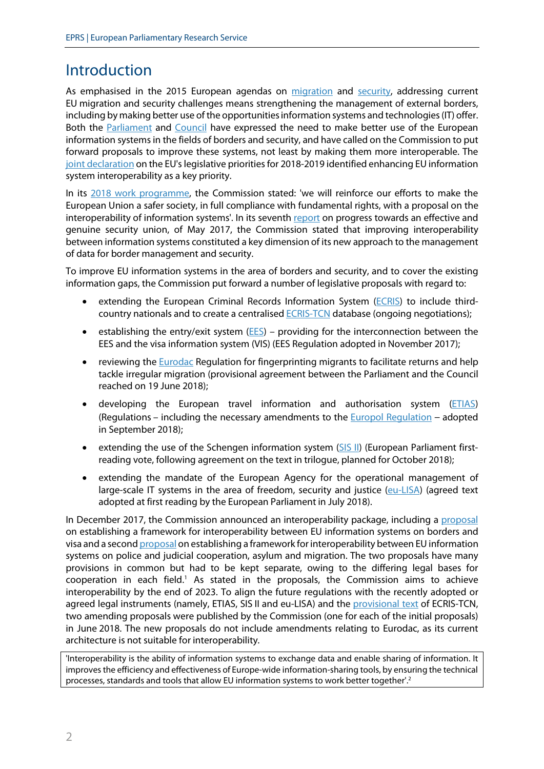# Introduction

As emphasised in the 2015 European agendas on migration and security, addressing current EU migration and security challenges means strengthening the management of external borders, including by making better use of the opportunities information systems and technologies (IT) offer. Both the Parliament and Council have expressed the need to make better use of the European information systems in the fields of borders and security, and have called on the Commission to put forward proposals to improve these systems, not least by making them more interoperable. The joint declaration on the EU's legislative priorities for 2018-2019 identified enhancing EU information system interoperability as a key priority.

In its 2018 work programme, the Commission stated: 'we will reinforce our efforts to make the European Union a safer society, in full compliance with fundamental rights, with a proposal on the interoperability of information systems'. In its seventh report on progress towards an effective and genuine security union, of May 2017, the Commission stated that improving interoperability between information systems constituted a key dimension of its new approach to the management of data for border management and security.

To improve EU information systems in the area of borders and security, and to cover the existing information gaps, the Commission put forward a number of legislative proposals with regard to:

- extending the European Criminal Records Information System (ECRIS) to include third-country nationals and to create a centralised ECRIS-TCN database (ongoing negotiations);
- establishing the entry/exit system (EES) – providing for the interconnection between the EES and the visa information system (VIS) (EES Regulation adopted in November 2017);
- reviewing the Eurodac Regulation for fingerprinting migrants to facilitate returns and help tackle irregular migration (provisional agreement between the Parliament and the Council reached on 19 June 2018);
- developing the European travel information and authorisation system (ETIAS) (Regulations – including the necessary amendments to the Europol Regulation – adopted in September 2018);
- extending the use of the Schengen information system (SIS II) (European Parliament first-reading vote, following agreement on the text in trilogue, planned for October 2018);
- extending the mandate of the European Agency for the operational management of large-scale IT systems in the area of freedom, security and justice (eu-LISA) (agreed text adopted at first reading by the European Parliament in July 2018).

In December 2017, the Commission announced an interoperability package, including a proposal on establishing a framework for interoperability between EU information systems on borders and visa and a second proposal on establishing a framework for interoperability between EU information systems on police and judicial cooperation, asylum and migration. The two proposals have many provisions in common but had to be kept separate, owing to the differing legal bases for cooperation in each field.[1] As stated in the proposals, the Commission aims to achieve interoperability by the end of 2023. To align the future regulations with the recently adopted or agreed legal instruments (namely, ETIAS, SIS II and eu-LISA) and the provisional text of ECRIS-TCN, two amending proposals were published by the Commission (one for each of the initial proposals) in June 2018. The new proposals do not include amendments relating to Eurodac, as its current architecture is not suitable for interoperability.

'Interoperability is the ability of information systems to exchange data and enable sharing of information. It improves the efficiency and effectiveness of Europe-wide information-sharing tools, by ensuring the technical processes, standards and tools that allow EU information systems to work better together'.[2]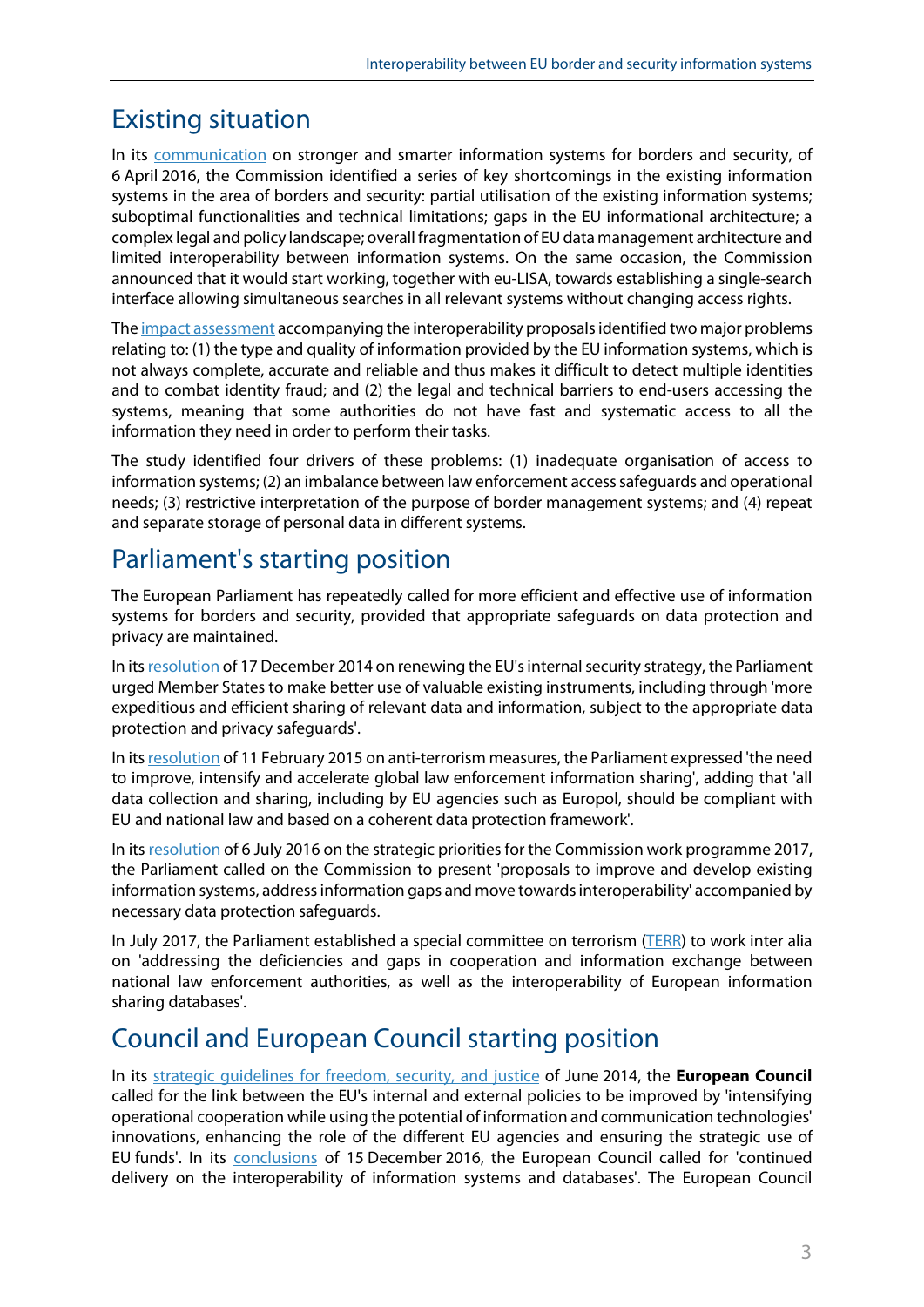## Existing situation

In its communication on stronger and smarter information systems for borders and security, of 6 April 2016, the Commission identified a series of key shortcomings in the existing information systems in the area of borders and security: partial utilisation of the existing information systems; suboptimal functionalities and technical limitations; gaps in the EU informational architecture; a complex legal and policy landscape; overall fragmentation of EU data management architecture and limited interoperability between information systems. On the same occasion, the Commission announced that it would start working, together with eu-LISA, towards establishing a single-search interface allowing simultaneous searches in all relevant systems without changing access rights.

The impact assessment accompanying the interoperability proposals identified two major problems relating to: (1) the type and quality of information provided by the EU information systems, which is not always complete, accurate and reliable and thus makes it difficult to detect multiple identities and to combat identity fraud; and (2) the legal and technical barriers to end-users accessing the systems, meaning that some authorities do not have fast and systematic access to all the information they need in order to perform their tasks.

The study identified four drivers of these problems: (1) inadequate organisation of access to information systems; (2) an imbalance between law enforcement access safeguards and operational needs; (3) restrictive interpretation of the purpose of border management systems; and (4) repeat and separate storage of personal data in different systems.

## Parliament's starting position

The European Parliament has repeatedly called for more efficient and effective use of information systems for borders and security, provided that appropriate safeguards on data protection and privacy are maintained.

In its resolution of 17 December 2014 on renewing the EU's internal security strategy, the Parliament urged Member States to make better use of valuable existing instruments, including through 'more expeditious and efficient sharing of relevant data and information, subject to the appropriate data protection and privacy safeguards'.

In its resolution of 11 February 2015 on anti-terrorism measures, the Parliament expressed 'the need to improve, intensify and accelerate global law enforcement information sharing', adding that 'all data collection and sharing, including by EU agencies such as Europol, should be compliant with EU and national law and based on a coherent data protection framework'.

In its resolution of 6 July 2016 on the strategic priorities for the Commission work programme 2017, the Parliament called on the Commission to present 'proposals to improve and develop existing information systems, address information gaps and move towards interoperability' accompanied by necessary data protection safeguards.

In July 2017, the Parliament established a special committee on terrorism (TERR) to work inter alia on 'addressing the deficiencies and gaps in cooperation and information exchange between national law enforcement authorities, as well as the interoperability of European information sharing databases'.

## Council and European Council starting position

In its strategic guidelines for freedom, security, and justice of June 2014, the **European Council** called for the link between the EU's internal and external policies to be improved by 'intensifying operational cooperation while using the potential of information and communication technologies' innovations, enhancing the role of the different EU agencies and ensuring the strategic use of EU funds'. In its conclusions of 15 December 2016, the European Council called for 'continued delivery on the interoperability of information systems and databases'. The European Council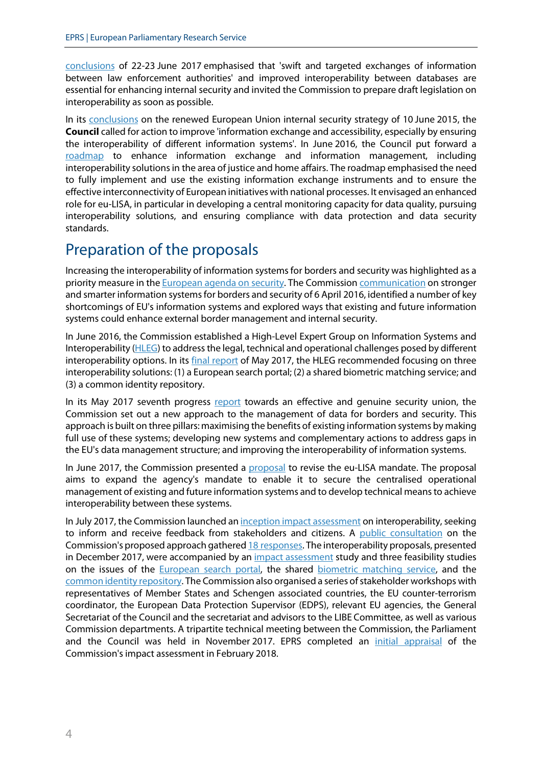conclusions of 22-23 June 2017 emphasised that 'swift and targeted exchanges of information between law enforcement authorities' and improved interoperability between databases are essential for enhancing internal security and invited the Commission to prepare draft legislation on interoperability as soon as possible.

In its conclusions on the renewed European Union internal security strategy of 10 June 2015, the **Council** called for action to improve 'information exchange and accessibility, especially by ensuring the interoperability of different information systems'. In June 2016, the Council put forward a roadmap to enhance information exchange and information management, including interoperability solutions in the area of justice and home affairs. The roadmap emphasised the need to fully implement and use the existing information exchange instruments and to ensure the effective interconnectivity of European initiatives with national processes. It envisaged an enhanced role for eu-LISA, in particular in developing a central monitoring capacity for data quality, pursuing interoperability solutions, and ensuring compliance with data protection and data security standards.

# Preparation of the proposals

Increasing the interoperability of information systems for borders and security was highlighted as a priority measure in the European agenda on security. The Commission communication on stronger and smarter information systems for borders and security of 6 April 2016, identified a number of key shortcomings of EU's information systems and explored ways that existing and future information systems could enhance external border management and internal security.

In June 2016, the Commission established a High-Level Expert Group on Information Systems and Interoperability (HLEG) to address the legal, technical and operational challenges posed by different interoperability options. In its final report of May 2017, the HLEG recommended focusing on three interoperability solutions: (1) a European search portal; (2) a shared biometric matching service; and (3) a common identity repository.

In its May 2017 seventh progress report towards an effective and genuine security union, the Commission set out a new approach to the management of data for borders and security. This approach is built on three pillars: maximising the benefits of existing information systems by making full use of these systems; developing new systems and complementary actions to address gaps in the EU's data management structure; and improving the interoperability of information systems.

In June 2017, the Commission presented a proposal to revise the eu-LISA mandate. The proposal aims to expand the agency's mandate to enable it to secure the centralised operational management of existing and future information systems and to develop technical means to achieve interoperability between these systems.

In July 2017, the Commission launched an inception impact assessment on interoperability, seeking to inform and receive feedback from stakeholders and citizens. A public consultation on the Commission's proposed approach gathered 18 responses. The interoperability proposals, presented in December 2017, were accompanied by an impact assessment study and three feasibility studies on the issues of the European search portal, the shared biometric matching service, and the common identity repository. The Commission also organised a series of stakeholder workshops with representatives of Member States and Schengen associated countries, the EU counter-terrorism coordinator, the European Data Protection Supervisor (EDPS), relevant EU agencies, the General Secretariat of the Council and the secretariat and advisors to the LIBE Committee, as well as various Commission departments. A tripartite technical meeting between the Commission, the Parliament and the Council was held in November 2017. EPRS completed an initial appraisal of the Commission's impact assessment in February 2018.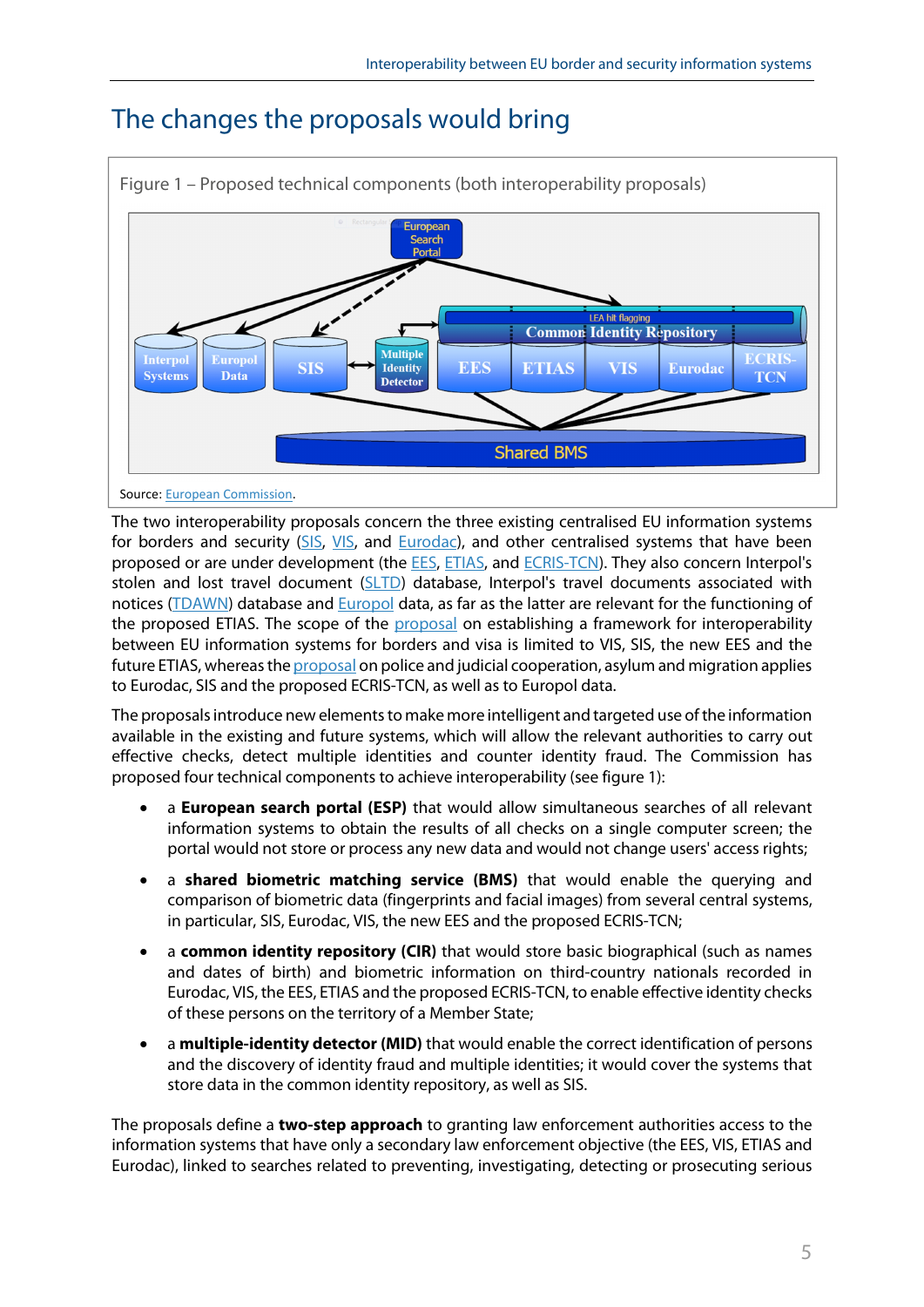# The changes the proposals would bring

Figure 1 – Proposed technical components (both interoperability proposals)

Source: European Commission.

The two interoperability proposals concern the three existing centralised EU information systems for borders and security (SIS, VIS, and Eurodac), and other centralised systems that have been proposed or are under development (the EES, ETIAS, and ECRIS-TCN). They also concern Interpol's stolen and lost travel document (SLTD) database, Interpol's travel documents associated with notices (TDAWN) database and Europol data, as far as the latter are relevant for the functioning of the proposed ETIAS. The scope of the proposal on establishing a framework for interoperability between EU information systems for borders and visa is limited to VIS, SIS, the new EES and the future ETIAS, whereas the proposal on police and judicial cooperation, asylum and migration applies to Eurodac, SIS and the proposed ECRIS-TCN, as well as to Europol data.

The proposals introduce new elements to make more intelligent and targeted use of the information available in the existing and future systems, which will allow the relevant authorities to carry out effective checks, detect multiple identities and counter identity fraud. The Commission has proposed four technical components to achieve interoperability (see figure 1):

- a **European search portal (ESP)** that would allow simultaneous searches of all relevant information systems to obtain the results of all checks on a single computer screen; the portal would not store or process any new data and would not change users' access rights;
- a **shared biometric matching service (BMS)** that would enable the querying and comparison of biometric data (fingerprints and facial images) from several central systems, in particular, SIS, Eurodac, VIS, the new EES and the proposed ECRIS-TCN;
- a **common identity repository (CIR)** that would store basic biographical (such as names and dates of birth) and biometric information on third-country nationals recorded in Eurodac, VIS, the EES, ETIAS and the proposed ECRIS-TCN, to enable effective identity checks of these persons on the territory of a Member State;
- a **multiple-identity detector (MID)** that would enable the correct identification of persons and the discovery of identity fraud and multiple identities; it would cover the systems that store data in the common identity repository, as well as SIS.

The proposals define a **two-step approach** to granting law enforcement authorities access to the information systems that have only a secondary law enforcement objective (the EES, VIS, ETIAS and Eurodac), linked to searches related to preventing, investigating, detecting or prosecuting serious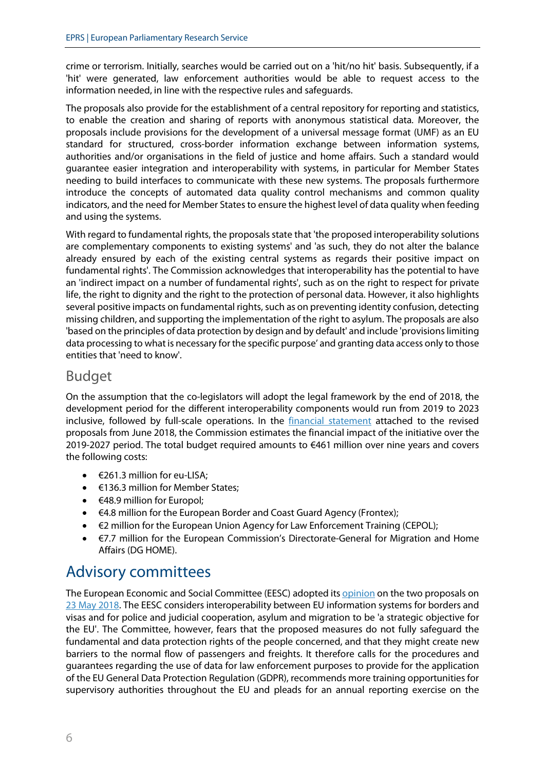crime or terrorism. Initially, searches would be carried out on a 'hit/no hit' basis. Subsequently, if a 'hit' were generated, law enforcement authorities would be able to request access to the information needed, in line with the respective rules and safeguards.

The proposals also provide for the establishment of a central repository for reporting and statistics, to enable the creation and sharing of reports with anonymous statistical data. Moreover, the proposals include provisions for the development of a universal message format (UMF) as an EU standard for structured, cross-border information exchange between information systems, authorities and/or organisations in the field of justice and home affairs. Such a standard would guarantee easier integration and interoperability with systems, in particular for Member States needing to build interfaces to communicate with these new systems. The proposals furthermore introduce the concepts of automated data quality control mechanisms and common quality indicators, and the need for Member States to ensure the highest level of data quality when feeding and using the systems.

With regard to fundamental rights, the proposals state that 'the proposed interoperability solutions are complementary components to existing systems' and 'as such, they do not alter the balance already ensured by each of the existing central systems as regards their positive impact on fundamental rights'. The Commission acknowledges that interoperability has the potential to have an 'indirect impact on a number of fundamental rights', such as on the right to respect for private life, the right to dignity and the right to the protection of personal data. However, it also highlights several positive impacts on fundamental rights, such as on preventing identity confusion, detecting missing children, and supporting the implementation of the right to asylum. The proposals are also 'based on the principles of data protection by design and by default' and include 'provisions limiting data processing to what is necessary for the specific purpose' and granting data access only to those entities that 'need to know'.

## Budget

On the assumption that the co-legislators will adopt the legal framework by the end of 2018, the development period for the different interoperability components would run from 2019 to 2023 inclusive, followed by full-scale operations. In the financial statement attached to the revised proposals from June 2018, the Commission estimates the financial impact of the initiative over the 2019-2027 period. The total budget required amounts to €461 million over nine years and covers the following costs:

- €261.3 million for eu-LISA;
- €136.3 million for Member States;
- €48.9 million for Europol;
- €4.8 million for the European Border and Coast Guard Agency (Frontex);
- €2 million for the European Union Agency for Law Enforcement Training (CEPOL);
- €7.7 million for the European Commission's Directorate-General for Migration and Home Affairs (DG HOME).

# Advisory committees

The European Economic and Social Committee (EESC) adopted its opinion on the two proposals on 23 May 2018. The EESC considers interoperability between EU information systems for borders and visas and for police and judicial cooperation, asylum and migration to be 'a strategic objective for the EU'. The Committee, however, fears that the proposed measures do not fully safeguard the fundamental and data protection rights of the people concerned, and that they might create new barriers to the normal flow of passengers and freights. It therefore calls for the procedures and guarantees regarding the use of data for law enforcement purposes to provide for the application of the EU General Data Protection Regulation (GDPR), recommends more training opportunities for supervisory authorities throughout the EU and pleads for an annual reporting exercise on the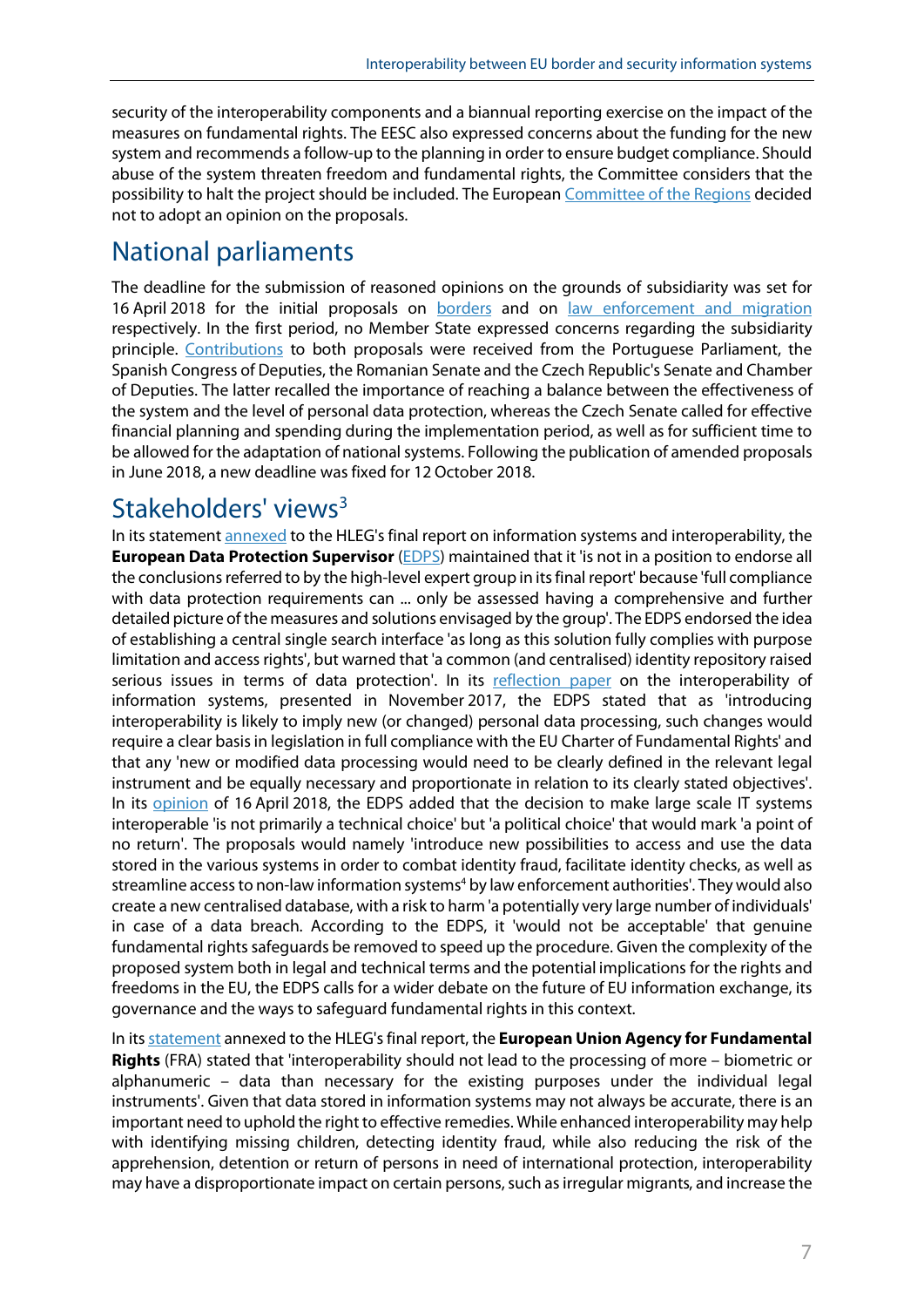security of the interoperability components and a biannual reporting exercise on the impact of the measures on fundamental rights. The EESC also expressed concerns about the funding for the new system and recommends a follow-up to the planning in order to ensure budget compliance. Should abuse of the system threaten freedom and fundamental rights, the Committee considers that the possibility to halt the project should be included. The European Committee of the Regions decided not to adopt an opinion on the proposals.

## National parliaments

The deadline for the submission of reasoned opinions on the grounds of subsidiarity was set for 16 April 2018 for the initial proposals on borders and on law enforcement and migration respectively. In the first period, no Member State expressed concerns regarding the subsidiarity principle. Contributions to both proposals were received from the Portuguese Parliament, the Spanish Congress of Deputies, the Romanian Senate and the Czech Republic's Senate and Chamber of Deputies. The latter recalled the importance of reaching a balance between the effectiveness of the system and the level of personal data protection, whereas the Czech Senate called for effective financial planning and spending during the implementation period, as well as for sufficient time to be allowed for the adaptation of national systems. Following the publication of amended proposals in June 2018, a new deadline was fixed for 12 October 2018.

## Stakeholders' views[3]

In its statement annexed to the HLEG's final report on information systems and interoperability, the **European Data Protection Supervisor** (EDPS) maintained that it 'is not in a position to endorse all the conclusions referred to by the high-level expert group in its final report' because 'full compliance with data protection requirements can ... only be assessed having a comprehensive and further detailed picture of the measures and solutions envisaged by the group'. The EDPS endorsed the idea of establishing a central single search interface 'as long as this solution fully complies with purpose limitation and access rights', but warned that 'a common (and centralised) identity repository raised serious issues in terms of data protection'. In its reflection paper on the interoperability of information systems, presented in November 2017, the EDPS stated that as 'introducing interoperability is likely to imply new (or changed) personal data processing, such changes would require a clear basis in legislation in full compliance with the EU Charter of Fundamental Rights' and that any 'new or modified data processing would need to be clearly defined in the relevant legal instrument and be equally necessary and proportionate in relation to its clearly stated objectives'. In its opinion of 16 April 2018, the EDPS added that the decision to make large scale IT systems interoperable 'is not primarily a technical choice' but 'a political choice' that would mark 'a point of no return'. The proposals would namely 'introduce new possibilities to access and use the data stored in the various systems in order to combat identity fraud, facilitate identity checks, as well as streamline access to non-law information systems[4] by law enforcement authorities'. They would also create a new centralised database, with a risk to harm 'a potentially very large number of individuals' in case of a data breach. According to the EDPS, it 'would not be acceptable' that genuine fundamental rights safeguards be removed to speed up the procedure. Given the complexity of the proposed system both in legal and technical terms and the potential implications for the rights and freedoms in the EU, the EDPS calls for a wider debate on the future of EU information exchange, its governance and the ways to safeguard fundamental rights in this context.

In its statement annexed to the HLEG's final report, the **European Union Agency for Fundamental Rights** (FRA) stated that 'interoperability should not lead to the processing of more – biometric or alphanumeric – data than necessary for the existing purposes under the individual legal instruments'. Given that data stored in information systems may not always be accurate, there is an important need to uphold the right to effective remedies. While enhanced interoperability may help with identifying missing children, detecting identity fraud, while also reducing the risk of the apprehension, detention or return of persons in need of international protection, interoperability may have a disproportionate impact on certain persons, such as irregular migrants, and increase the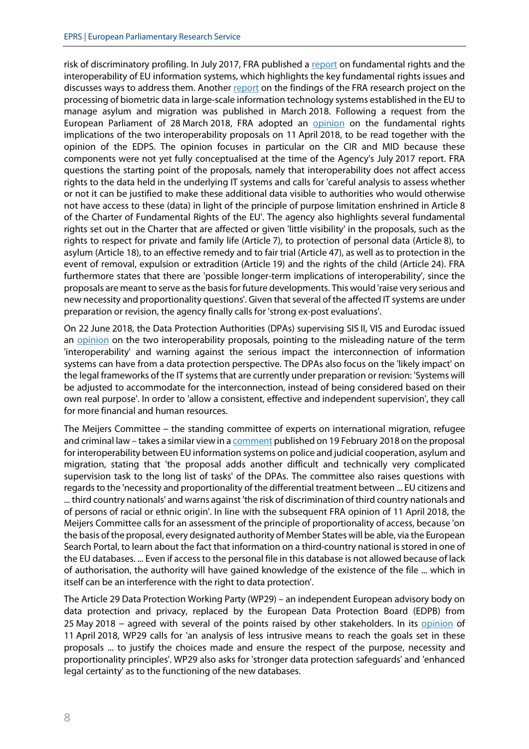risk of discriminatory profiling. In July 2017, FRA published a report on fundamental rights and the interoperability of EU information systems, which highlights the key fundamental rights issues and discusses ways to address them. Another report on the findings of the FRA research project on the processing of biometric data in large-scale information technology systems established in the EU to manage asylum and migration was published in March 2018. Following a request from the European Parliament of 28 March 2018, FRA adopted an opinion on the fundamental rights implications of the two interoperability proposals on 11 April 2018, to be read together with the opinion of the EDPS. The opinion focuses in particular on the CIR and MID because these components were not yet fully conceptualised at the time of the Agency's July 2017 report. FRA questions the starting point of the proposals, namely that interoperability does not affect access rights to the data held in the underlying IT systems and calls for 'careful analysis to assess whether or not it can be justified to make these additional data visible to authorities who would otherwise not have access to these (data) in light of the principle of purpose limitation enshrined in Article 8 of the Charter of Fundamental Rights of the EU'. The agency also highlights several fundamental rights set out in the Charter that are affected or given 'little visibility' in the proposals, such as the rights to respect for private and family life (Article 7), to protection of personal data (Article 8), to asylum (Article 18), to an effective remedy and to fair trial (Article 47), as well as to protection in the event of removal, expulsion or extradition (Article 19) and the rights of the child (Article 24). FRA furthermore states that there are 'possible longer-term implications of interoperability', since the proposals are meant to serve as the basis for future developments. This would 'raise very serious and new necessity and proportionality questions'. Given that several of the affected IT systems are under preparation or revision, the agency finally calls for 'strong ex-post evaluations'.

On 22 June 2018, the Data Protection Authorities (DPAs) supervising SIS II, VIS and Eurodac issued an opinion on the two interoperability proposals, pointing to the misleading nature of the term 'interoperability' and warning against the serious impact the interconnection of information systems can have from a data protection perspective. The DPAs also focus on the 'likely impact' on the legal frameworks of the IT systems that are currently under preparation or revision: 'Systems will be adjusted to accommodate for the interconnection, instead of being considered based on their own real purpose'. In order to 'allow a consistent, effective and independent supervision', they call for more financial and human resources.

The Meijers Committee – the standing committee of experts on international migration, refugee and criminal law – takes a similar view in a comment published on 19 February 2018 on the proposal for interoperability between EU information systems on police and judicial cooperation, asylum and migration, stating that 'the proposal adds another difficult and technically very complicated supervision task to the long list of tasks' of the DPAs. The committee also raises questions with regards to the 'necessity and proportionality of the differential treatment between ... EU citizens and ... third country nationals' and warns against 'the risk of discrimination of third country nationals and of persons of racial or ethnic origin'. In line with the subsequent FRA opinion of 11 April 2018, the Meijers Committee calls for an assessment of the principle of proportionality of access, because 'on the basis of the proposal, every designated authority of Member States will be able, via the European Search Portal, to learn about the fact that information on a third-country national is stored in one of the EU databases. ... Even if access to the personal file in this database is not allowed because of lack of authorisation, the authority will have gained knowledge of the existence of the file ... which in itself can be an interference with the right to data protection'.

The Article 29 Data Protection Working Party (WP29) – an independent European advisory body on data protection and privacy, replaced by the European Data Protection Board (EDPB) from 25 May 2018 – agreed with several of the points raised by other stakeholders. In its opinion of 11 April 2018, WP29 calls for 'an analysis of less intrusive means to reach the goals set in these proposals ... to justify the choices made and ensure the respect of the purpose, necessity and proportionality principles'. WP29 also asks for 'stronger data protection safeguards' and 'enhanced legal certainty' as to the functioning of the new databases.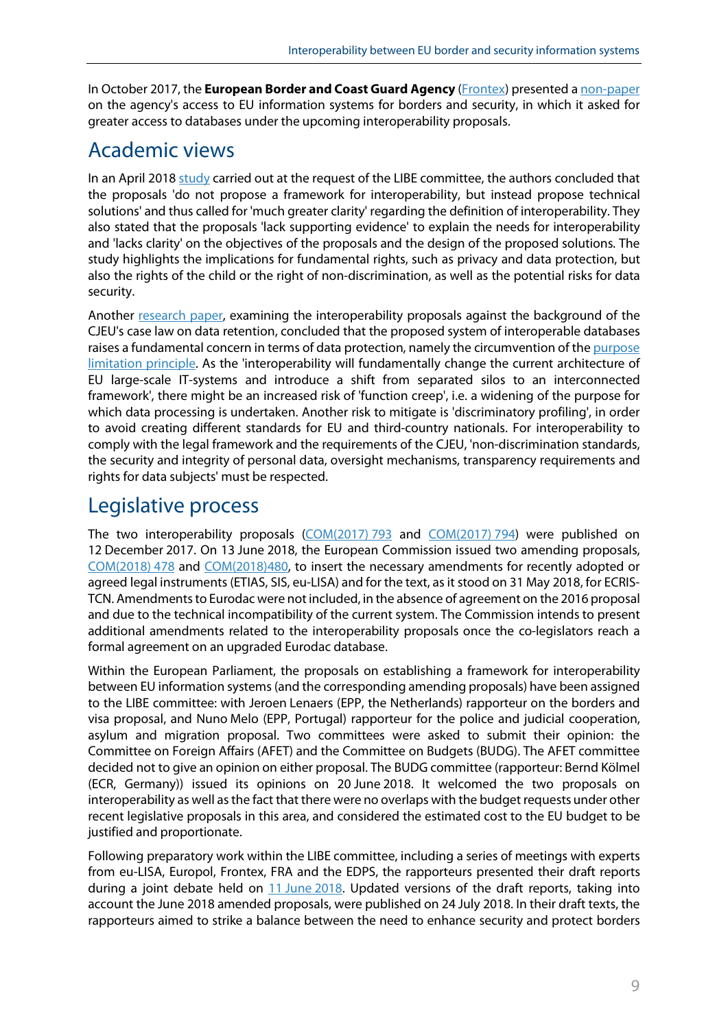In October 2017, the **European Border and Coast Guard Agency** (Frontex) presented a non-paper on the agency's access to EU information systems for borders and security, in which it asked for greater access to databases under the upcoming interoperability proposals.

## Academic views

In an April 2018 study carried out at the request of the LIBE committee, the authors concluded that the proposals 'do not propose a framework for interoperability, but instead propose technical solutions' and thus called for 'much greater clarity' regarding the definition of interoperability. They also stated that the proposals 'lack supporting evidence' to explain the needs for interoperability and 'lacks clarity' on the objectives of the proposals and the design of the proposed solutions. The study highlights the implications for fundamental rights, such as privacy and data protection, but also the rights of the child or the right of non-discrimination, as well as the potential risks for data security.

Another research paper, examining the interoperability proposals against the background of the CJEU's case law on data retention, concluded that the proposed system of interoperable databases raises a fundamental concern in terms of data protection, namely the circumvention of the purpose limitation principle. As the 'interoperability will fundamentally change the current architecture of EU large-scale IT-systems and introduce a shift from separated silos to an interconnected framework', there might be an increased risk of 'function creep', i.e. a widening of the purpose for which data processing is undertaken. Another risk to mitigate is 'discriminatory profiling', in order to avoid creating different standards for EU and third-country nationals. For interoperability to comply with the legal framework and the requirements of the CJEU, 'non-discrimination standards, the security and integrity of personal data, oversight mechanisms, transparency requirements and rights for data subjects' must be respected.

## Legislative process

The two interoperability proposals (COM(2017) 793 and COM(2017) 794) were published on 12 December 2017. On 13 June 2018, the European Commission issued two amending proposals, COM(2018) 478 and COM(2018)480, to insert the necessary amendments for recently adopted or agreed legal instruments (ETIAS, SIS, eu-LISA) and for the text, as it stood on 31 May 2018, for ECRIS-TCN. Amendments to Eurodac were not included, in the absence of agreement on the 2016 proposal and due to the technical incompatibility of the current system. The Commission intends to present additional amendments related to the interoperability proposals once the co-legislators reach a formal agreement on an upgraded Eurodac database.

Within the European Parliament, the proposals on establishing a framework for interoperability between EU information systems (and the corresponding amending proposals) have been assigned to the LIBE committee: with Jeroen Lenaers (EPP, the Netherlands) rapporteur on the borders and visa proposal, and Nuno Melo (EPP, Portugal) rapporteur for the police and judicial cooperation, asylum and migration proposal. Two committees were asked to submit their opinion: the Committee on Foreign Affairs (AFET) and the Committee on Budgets (BUDG). The AFET committee decided not to give an opinion on either proposal. The BUDG committee (rapporteur: Bernd Kölmel (ECR, Germany)) issued its opinions on 20 June 2018. It welcomed the two proposals on interoperability as well as the fact that there were no overlaps with the budget requests under other recent legislative proposals in this area, and considered the estimated cost to the EU budget to be justified and proportionate.

Following preparatory work within the LIBE committee, including a series of meetings with experts from eu-LISA, Europol, Frontex, FRA and the EDPS, the rapporteurs presented their draft reports during a joint debate held on 11 June 2018. Updated versions of the draft reports, taking into account the June 2018 amended proposals, were published on 24 July 2018. In their draft texts, the rapporteurs aimed to strike a balance between the need to enhance security and protect borders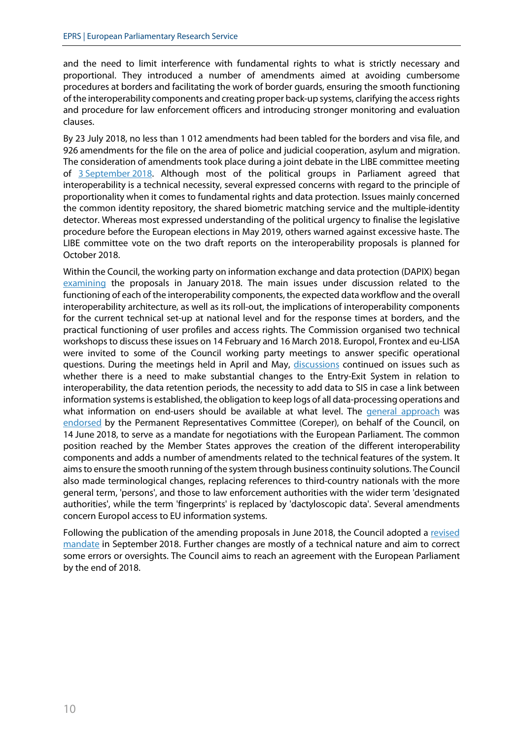and the need to limit interference with fundamental rights to what is strictly necessary and proportional. They introduced a number of amendments aimed at avoiding cumbersome procedures at borders and facilitating the work of border guards, ensuring the smooth functioning of the interoperability components and creating proper back-up systems, clarifying the access rights and procedure for law enforcement officers and introducing stronger monitoring and evaluation clauses.

By 23 July 2018, no less than 1 012 amendments had been tabled for the borders and visa file, and 926 amendments for the file on the area of police and judicial cooperation, asylum and migration. The consideration of amendments took place during a joint debate in the LIBE committee meeting of 3 September 2018. Although most of the political groups in Parliament agreed that interoperability is a technical necessity, several expressed concerns with regard to the principle of proportionality when it comes to fundamental rights and data protection. Issues mainly concerned the common identity repository, the shared biometric matching service and the multiple-identity detector. Whereas most expressed understanding of the political urgency to finalise the legislative procedure before the European elections in May 2019, others warned against excessive haste. The LIBE committee vote on the two draft reports on the interoperability proposals is planned for October 2018.

Within the Council, the working party on information exchange and data protection (DAPIX) began examining the proposals in January 2018. The main issues under discussion related to the functioning of each of the interoperability components, the expected data workflow and the overall interoperability architecture, as well as its roll-out, the implications of interoperability components for the current technical set-up at national level and for the response times at borders, and the practical functioning of user profiles and access rights. The Commission organised two technical workshops to discuss these issues on 14 February and 16 March 2018. Europol, Frontex and eu-LISA were invited to some of the Council working party meetings to answer specific operational questions. During the meetings held in April and May, discussions continued on issues such as whether there is a need to make substantial changes to the Entry-Exit System in relation to interoperability, the data retention periods, the necessity to add data to SIS in case a link between information systems is established, the obligation to keep logs of all data-processing operations and what information on end-users should be available at what level. The general approach was endorsed by the Permanent Representatives Committee (Coreper), on behalf of the Council, on 14 June 2018, to serve as a mandate for negotiations with the European Parliament. The common position reached by the Member States approves the creation of the different interoperability components and adds a number of amendments related to the technical features of the system. It aims to ensure the smooth running of the system through business continuity solutions. The Council also made terminological changes, replacing references to third-country nationals with the more general term, 'persons', and those to law enforcement authorities with the wider term 'designated authorities', while the term 'fingerprints' is replaced by 'dactyloscopic data'. Several amendments concern Europol access to EU information systems.

Following the publication of the amending proposals in June 2018, the Council adopted a revised mandate in September 2018. Further changes are mostly of a technical nature and aim to correct some errors or oversights. The Council aims to reach an agreement with the European Parliament by the end of 2018.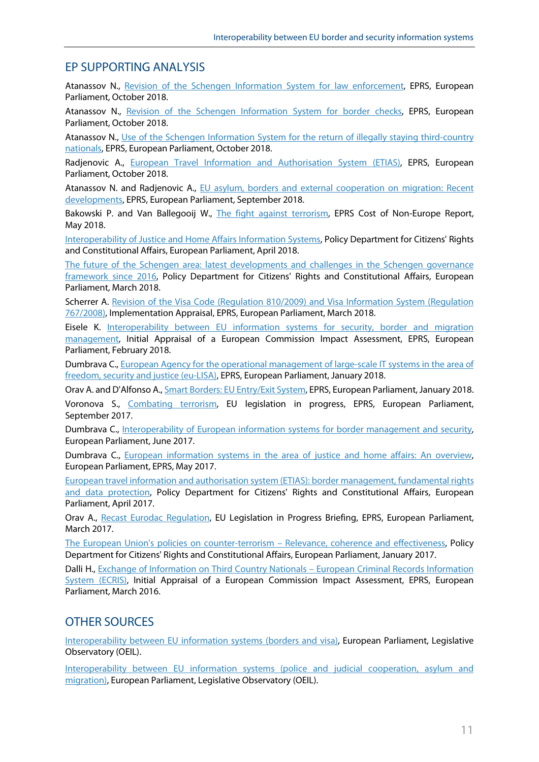## EP SUPPORTING ANALYSIS

Atanassov N., Revision of the Schengen Information System for law enforcement, EPRS, European Parliament, October 2018.

Atanassov N., Revision of the Schengen Information System for border checks, EPRS, European Parliament, October 2018.

Atanassov N., Use of the Schengen Information System for the return of illegally staying third-country nationals, EPRS, European Parliament, October 2018.

Radjenovic A., European Travel Information and Authorisation System (ETIAS), EPRS, European Parliament, October 2018.

Atanassov N. and Radjenovic A., EU asylum, borders and external cooperation on migration: Recent developments, EPRS, European Parliament, September 2018.

Bakowski P. and Van Ballegooij W., The fight against terrorism, EPRS Cost of Non-Europe Report, May 2018.

Interoperability of Justice and Home Affairs Information Systems, Policy Department for Citizens' Rights and Constitutional Affairs, European Parliament, April 2018.

The future of the Schengen area: latest developments and challenges in the Schengen governance framework since 2016, Policy Department for Citizens' Rights and Constitutional Affairs, European Parliament, March 2018.

Scherrer A. Revision of the Visa Code (Regulation 810/2009) and Visa Information System (Regulation 767/2008), Implementation Appraisal, EPRS, European Parliament, March 2018.

Eisele K. Interoperability between EU information systems for security, border and migration management, Initial Appraisal of a European Commission Impact Assessment, EPRS, European Parliament, February 2018.

Dumbrava C., European Agency for the operational management of large-scale IT systems in the area of freedom, security and justice (eu-LISA), EPRS, European Parliament, January 2018.

Orav A. and D'Alfonso A., Smart Borders: EU Entry/Exit System, EPRS, European Parliament, January 2018.

Voronova S., Combating terrorism, EU legislation in progress, EPRS, European Parliament, September 2017.

Dumbrava C., Interoperability of European information systems for border management and security, European Parliament, June 2017.

Dumbrava C., European information systems in the area of justice and home affairs: An overview, European Parliament, EPRS, May 2017.

European travel information and authorisation system (ETIAS): border management, fundamental rights and data protection, Policy Department for Citizens' Rights and Constitutional Affairs, European Parliament, April 2017.

Orav A., Recast Eurodac Regulation, EU Legislation in Progress Briefing, EPRS, European Parliament, March 2017.

The European Union's policies on counter-terrorism – Relevance, coherence and effectiveness, Policy Department for Citizens' Rights and Constitutional Affairs, European Parliament, January 2017.

Dalli H., Exchange of Information on Third Country Nationals – European Criminal Records Information System (ECRIS), Initial Appraisal of a European Commission Impact Assessment, EPRS, European Parliament, March 2016.

## OTHER SOURCES

Interoperability between EU information systems (borders and visa), European Parliament, Legislative Observatory (OEIL).

Interoperability between EU information systems (police and judicial cooperation, asylum and migration), European Parliament, Legislative Observatory (OEIL).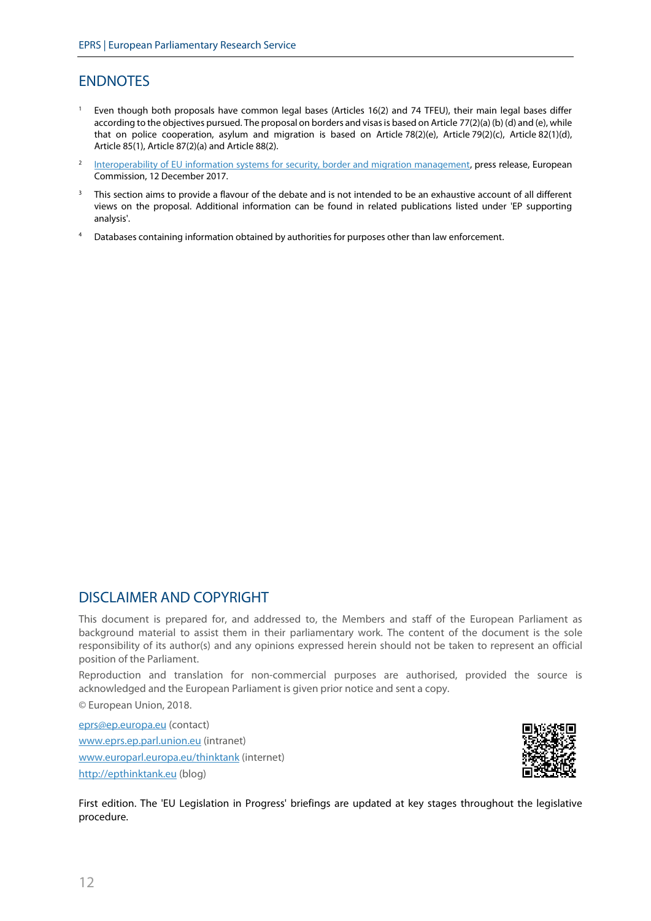## ENDNOTES

1. Even though both proposals have common legal bases (Articles 16(2) and 74 TFEU), their main legal bases differ according to the objectives pursued. The proposal on borders and visas is based on Article 77(2)(a) (b) (d) and (e), while that on police cooperation, asylum and migration is based on Article 78(2)(e), Article 79(2)(c), Article 82(1)(d), Article 85(1), Article 87(2)(a) and Article 88(2).

2. Interoperability of EU information systems for security, border and migration management, press release, European Commission, 12 December 2017.

3. This section aims to provide a flavour of the debate and is not intended to be an exhaustive account of all different views on the proposal. Additional information can be found in related publications listed under 'EP supporting analysis'.

4. Databases containing information obtained by authorities for purposes other than law enforcement.

## DISCLAIMER AND COPYRIGHT

This document is prepared for, and addressed to, the Members and staff of the European Parliament as background material to assist them in their parliamentary work. The content of the document is the sole responsibility of its author(s) and any opinions expressed herein should not be taken to represent an official position of the Parliament.

Reproduction and translation for non-commercial purposes are authorised, provided the source is acknowledged and the European Parliament is given prior notice and sent a copy.

© European Union, 2018.

eprs@ep.europa.eu (contact)

www.eprs.ep.parl.union.eu (intranet)

www.europarl.europa.eu/thinktank (internet)

http://epthinktank.eu (blog)

First edition. The 'EU Legislation in Progress' briefings are updated at key stages throughout the legislative procedure.